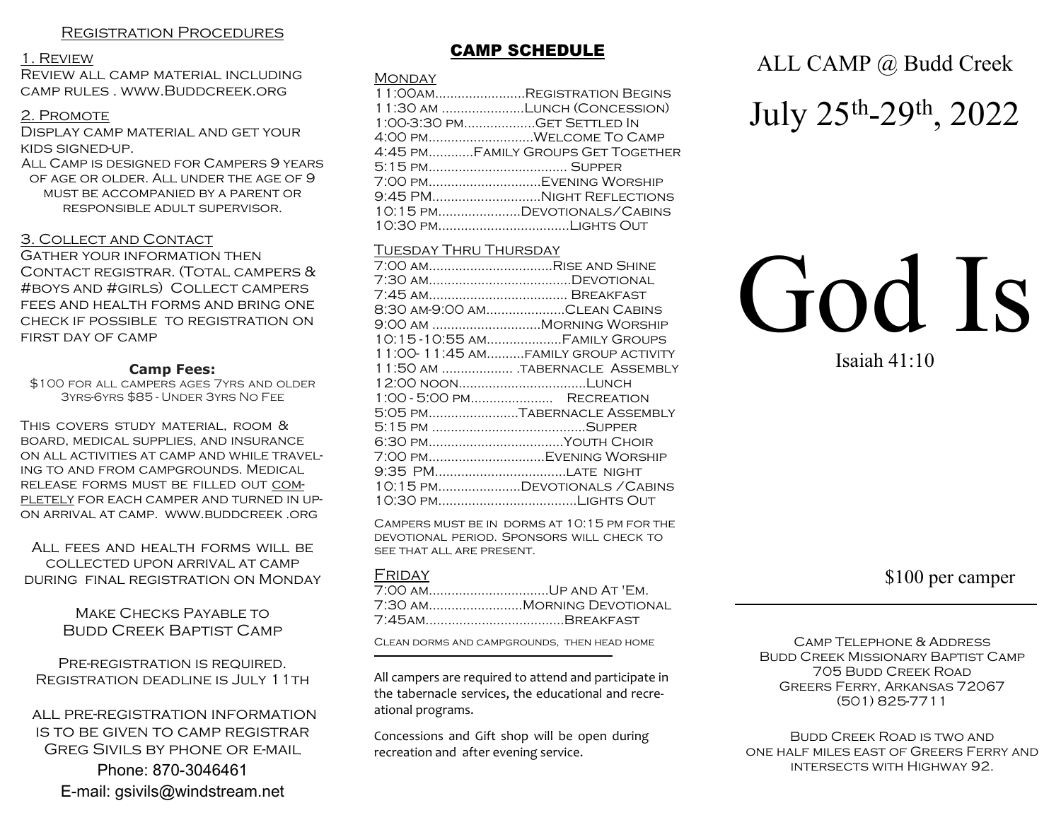## Registration Procedures

### 1. Review

Review all camp material including camp rules . www.Buddcreek.org

### 2. Promote

Display camp material and get your kids signed-up.

All Camp is designed for Campers 9 years of age or older. All under the age of 9 must be accompanied by a parent or responsible adult supervisor.

### 3. Collect and Contact

Gather your information then Contact registrar. (Total campers & #boys and #girls) Collect campers fees and health forms and bring one check if possible to registration on first day of camp

**Camp Fees:**

$100 for all campers ages 7yrs and older
3yrs-6yrs $85 - Under 3yrs No Fee

This covers study material, room & board, medical supplies, and insurance on all activities at camp and while traveling to and from campgrounds. Medical release forms must be filled out <u>completely</u> for each camper and turned in upon arrival at camp. www.buddcreek .org

All fees and health forms will be collected upon arrival at camp during final registration on Monday

Make Checks Payable to
Budd Creek Baptist Camp

Pre-registration is required.
Registration deadline is July 11th

all pre-registration information is to be given to camp registrar Greg Sivils by phone or e-mail
Phone: 870-3046461
E-mail: gsivils@windstream.net

## CAMP SCHEDULE

### Monday

11:00am........................Registration Begins
11:30 am ......................Lunch (Concession)
1:00-3:30 pm...................Get Settled In
4:00 pm............................Welcome To Camp
4:45 pm............Family Groups Get Together
5:15 pm..................................... Supper
7:00 pm..............................Evening Worship
9:45 PM............................Night Reflections
10:15 pm......................Devotionals/Cabins
10:30 pm..................................Lights Out

### Tuesday Thru Thursday

7:00 am.................................Rise and Shine
7:30 am.....................................Devotional
7:45 am..................................... Breakfast
8:30 am-9:00 am.....................Clean Cabins
9:00 am .............................Morning Worship
10:15 -10:55 am....................Family Groups
11:00- 11:45 am..........family group activity
11:50 am ................... .tabernacle Assembly
12:00 noon..................................Lunch
1:00 - 5:00 pm...................... Recreation
5:05 pm........................Tabernacle Assembly
5:15 pm .........................................Supper
6:30 pm....................................Youth Choir
7:00 pm...............................Evening Worship
9:35 PM...................................late night
10:15 pm......................Devotionals /Cabins
10:30 pm.....................................Lights Out

Campers must be in dorms at 10:15 pm for the devotional period. Sponsors will check to see that all are present.

### Friday

7:00 am................................Up and At 'Em.
7:30 am.........................Morning Devotional
7:45am.....................................Breakfast

Clean dorms and campgrounds, then head home

---

All campers are required to attend and participate in the tabernacle services, the educational and recreational programs.

Concessions and Gift shop will be open during recreation and after evening service.

# ALL CAMP @ Budd Creek

## July 25th-29th, 2022

# God Is

Isaiah 41:10

$100 per camper

---

Camp Telephone & Address
Budd Creek Missionary Baptist Camp
705 Budd Creek Road
Greers Ferry, Arkansas 72067
(501) 825-7711

Budd Creek Road is two and one half miles east of Greers Ferry and intersects with Highway 92.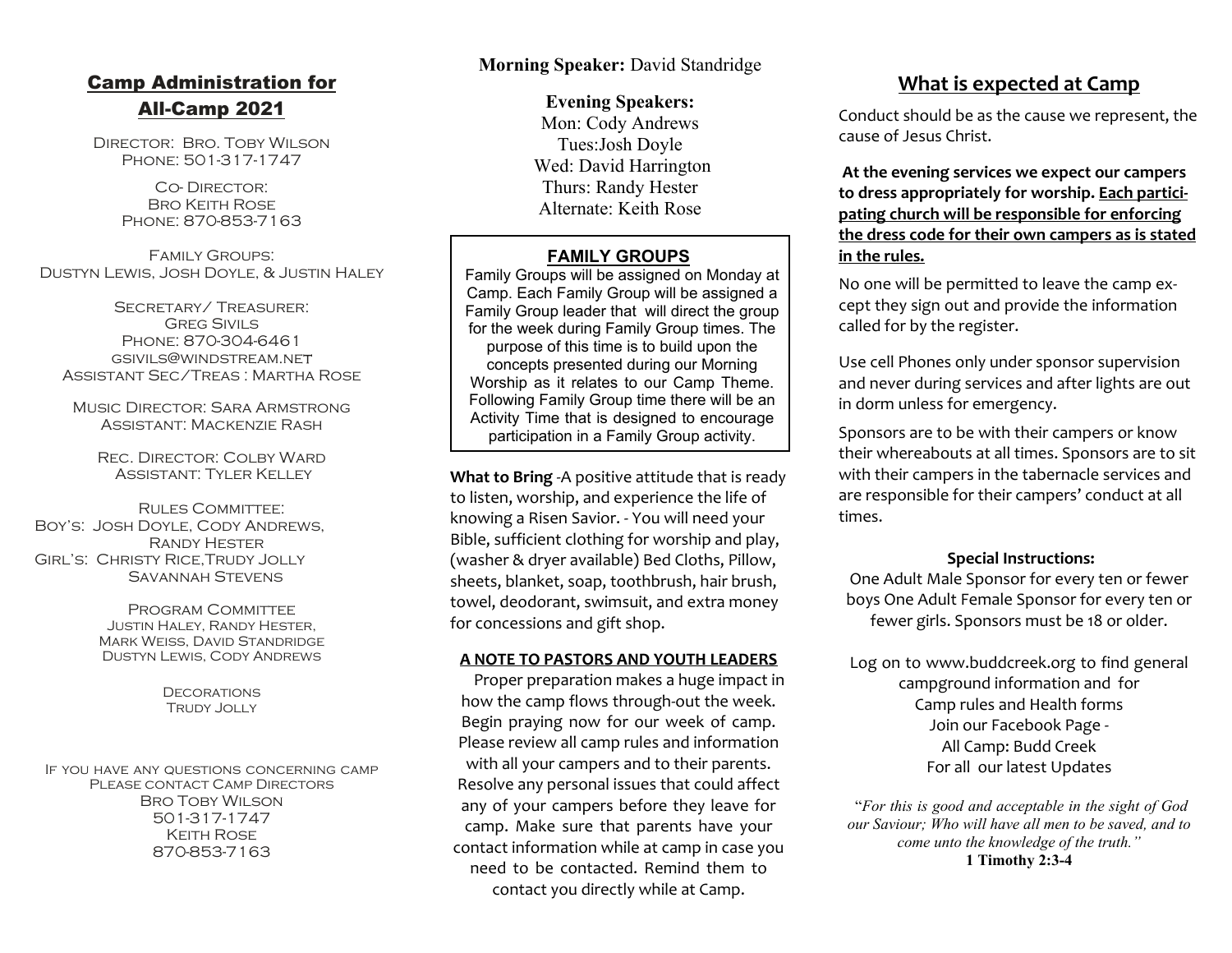## Camp Administration for All-Camp 2021

Director: Bro. Toby Wilson
Phone: 501-317-1747

Co- Director:
Bro Keith Rose
Phone: 870-853-7163

Family Groups:
Dustyn Lewis, Josh Doyle, & Justin Haley

Secretary/ Treasurer:
Greg Sivils
Phone: 870-304-6461
gsivils@windstream.net
Assistant Sec/Treas : Martha Rose

Music Director: Sara Armstrong
Assistant: Mackenzie Rash

Rec. Director: Colby Ward
Assistant: Tyler Kelley

Rules Committee:
Boy's: Josh Doyle, Cody Andrews, Randy Hester
Girl's: Christy Rice,Trudy Jolly Savannah Stevens

Program Committee
Justin Haley, Randy Hester, Mark Weiss, David Standridge
Dustyn Lewis, Cody Andrews

Decorations
Trudy Jolly

If you have any questions concerning camp
Please contact Camp Directors
Bro Toby Wilson
501-317-1747
Keith Rose
870-853-7163

**Morning Speaker:** David Standridge

**Evening Speakers:**
Mon: Cody Andrews
Tues:Josh Doyle
Wed: David Harrington
Thurs: Randy Hester
Alternate: Keith Rose

### FAMILY GROUPS

Family Groups will be assigned on Monday at Camp. Each Family Group will be assigned a Family Group leader that will direct the group for the week during Family Group times. The purpose of this time is to build upon the concepts presented during our Morning Worship as it relates to our Camp Theme. Following Family Group time there will be an Activity Time that is designed to encourage participation in a Family Group activity.

**What to Bring** -A positive attitude that is ready to listen, worship, and experience the life of knowing a Risen Savior. - You will need your Bible, sufficient clothing for worship and play, (washer & dryer available) Bed Cloths, Pillow, sheets, blanket, soap, toothbrush, hair brush, towel, deodorant, swimsuit, and extra money for concessions and gift shop.

**A NOTE TO PASTORS AND YOUTH LEADERS**

Proper preparation makes a huge impact in how the camp flows through-out the week. Begin praying now for our week of camp. Please review all camp rules and information with all your campers and to their parents. Resolve any personal issues that could affect any of your campers before they leave for camp. Make sure that parents have your contact information while at camp in case you need to be contacted. Remind them to contact you directly while at Camp.

## What is expected at Camp

Conduct should be as the cause we represent, the cause of Jesus Christ.

**At the evening services we expect our campers to dress appropriately for worship. Each participating church will be responsible for enforcing the dress code for their own campers as is stated in the rules.**

No one will be permitted to leave the camp except they sign out and provide the information called for by the register.

Use cell Phones only under sponsor supervision and never during services and after lights are out in dorm unless for emergency.

Sponsors are to be with their campers or know their whereabouts at all times. Sponsors are to sit with their campers in the tabernacle services and are responsible for their campers' conduct at all times.

**Special Instructions:**

One Adult Male Sponsor for every ten or fewer boys One Adult Female Sponsor for every ten or fewer girls. Sponsors must be 18 or older.

Log on to www.buddcreek.org to find general campground information and for Camp rules and Health forms
Join our Facebook Page -
All Camp: Budd Creek
For all our latest Updates

*"For this is good and acceptable in the sight of God our Saviour; Who will have all men to be saved, and to come unto the knowledge of the truth."*
**1 Timothy 2:3-4**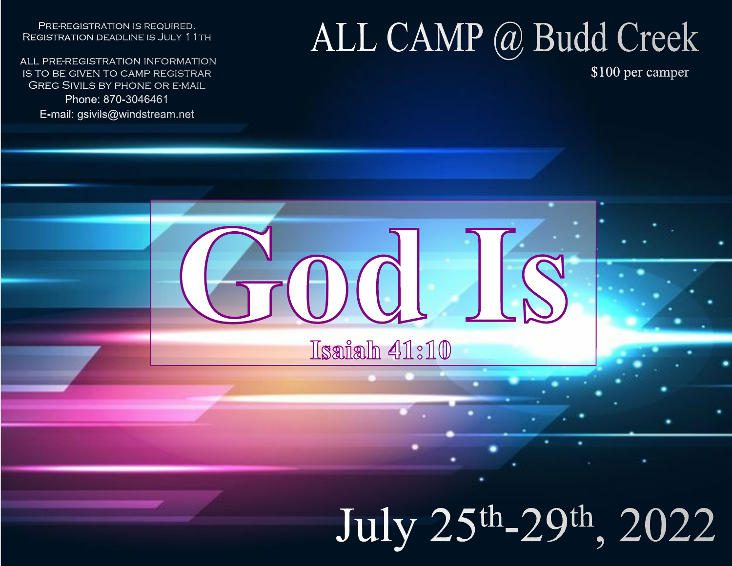Pre-registration is required.
Registration deadline is July 11th

All pre-registration information is to be given to camp registrar Greg Sivils by phone or e-mail
Phone: 870-3046461
E-mail: gsivils@windstream.net

# ALL CAMP @ Budd Creek

$100 per camper

# God Is

Isaiah 41:10

## July 25th-29th, 2022